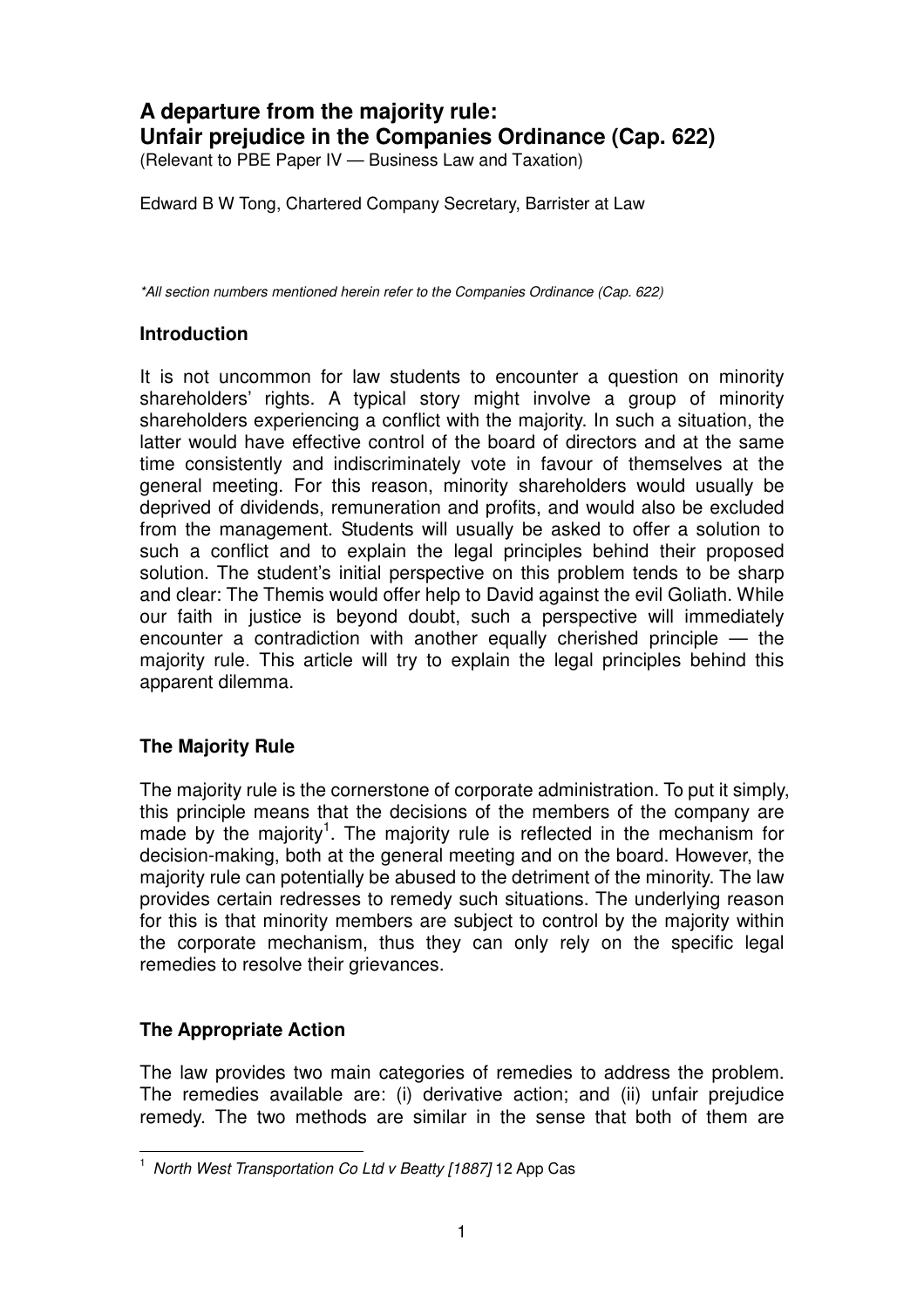# A departure from the majority rule: Unfair prejudice in the Companies Ordinance (Cap. 622)

(Relevant to PBE Paper IV — Business Law and Taxation)

Edward B W Tong, Chartered Company Secretary, Barrister at Law

*\*All section numbers mentioned herein refer to the Companies Ordinance (Cap. 622)*

## Introduction

It is not uncommon for law students to encounter a question on minority shareholders' rights. A typical story might involve a group of minority shareholders experiencing a conflict with the majority. In such a situation, the latter would have effective control of the board of directors and at the same time consistently and indiscriminately vote in favour of themselves at the general meeting. For this reason, minority shareholders would usually be deprived of dividends, remuneration and profits, and would also be excluded from the management. Students will usually be asked to offer a solution to such a conflict and to explain the legal principles behind their proposed solution. The student's initial perspective on this problem tends to be sharp and clear: The Themis would offer help to David against the evil Goliath. While our faith in justice is beyond doubt, such a perspective will immediately encounter a contradiction with another equally cherished principle — the majority rule. This article will try to explain the legal principles behind this apparent dilemma.

## The Majority Rule

The majority rule is the cornerstone of corporate administration. To put it simply, this principle means that the decisions of the members of the company are made by the majority[1]. The majority rule is reflected in the mechanism for decision-making, both at the general meeting and on the board. However, the majority rule can potentially be abused to the detriment of the minority. The law provides certain redresses to remedy such situations. The underlying reason for this is that minority members are subject to control by the majority within the corporate mechanism, thus they can only rely on the specific legal remedies to resolve their grievances.

## The Appropriate Action

The law provides two main categories of remedies to address the problem. The remedies available are: (i) derivative action; and (ii) unfair prejudice remedy. The two methods are similar in the sense that both of them are

---

[1] *North West Transportation Co Ltd v Beatty [1887]* 12 App Cas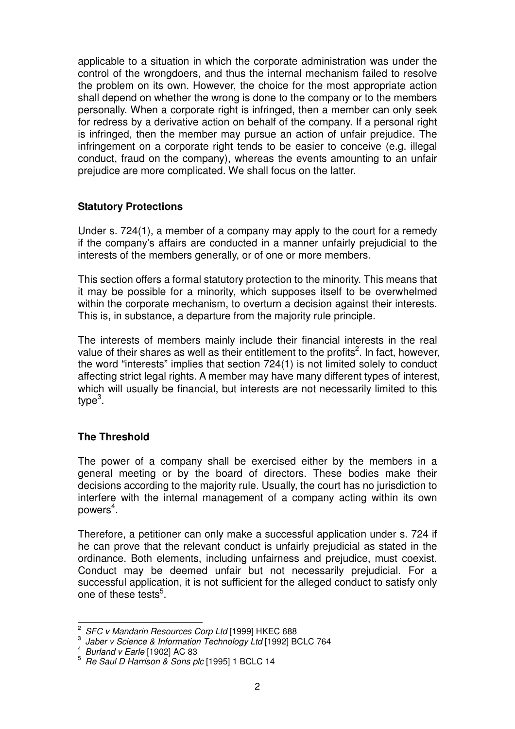applicable to a situation in which the corporate administration was under the control of the wrongdoers, and thus the internal mechanism failed to resolve the problem on its own. However, the choice for the most appropriate action shall depend on whether the wrong is done to the company or to the members personally. When a corporate right is infringed, then a member can only seek for redress by a derivative action on behalf of the company. If a personal right is infringed, then the member may pursue an action of unfair prejudice. The infringement on a corporate right tends to be easier to conceive (e.g. illegal conduct, fraud on the company), whereas the events amounting to an unfair prejudice are more complicated. We shall focus on the latter.

**Statutory Protections**

Under s. 724(1), a member of a company may apply to the court for a remedy if the company's affairs are conducted in a manner unfairly prejudicial to the interests of the members generally, or of one or more members.

This section offers a formal statutory protection to the minority. This means that it may be possible for a minority, which supposes itself to be overwhelmed within the corporate mechanism, to overturn a decision against their interests. This is, in substance, a departure from the majority rule principle.

The interests of members mainly include their financial interests in the real value of their shares as well as their entitlement to the profits[2]. In fact, however, the word "interests" implies that section 724(1) is not limited solely to conduct affecting strict legal rights. A member may have many different types of interest, which will usually be financial, but interests are not necessarily limited to this type[3].

**The Threshold**

The power of a company shall be exercised either by the members in a general meeting or by the board of directors. These bodies make their decisions according to the majority rule. Usually, the court has no jurisdiction to interfere with the internal management of a company acting within its own powers[4].

Therefore, a petitioner can only make a successful application under s. 724 if he can prove that the relevant conduct is unfairly prejudicial as stated in the ordinance. Both elements, including unfairness and prejudice, must coexist. Conduct may be deemed unfair but not necessarily prejudicial. For a successful application, it is not sufficient for the alleged conduct to satisfy only one of these tests[5].

---

[2] *SFC v Mandarin Resources Corp Ltd* [1999] HKEC 688

[3] *Jaber v Science & Information Technology Ltd* [1992] BCLC 764

[4] *Burland v Earle* [1902] AC 83

[5] *Re Saul D Harrison & Sons plc* [1995] 1 BCLC 14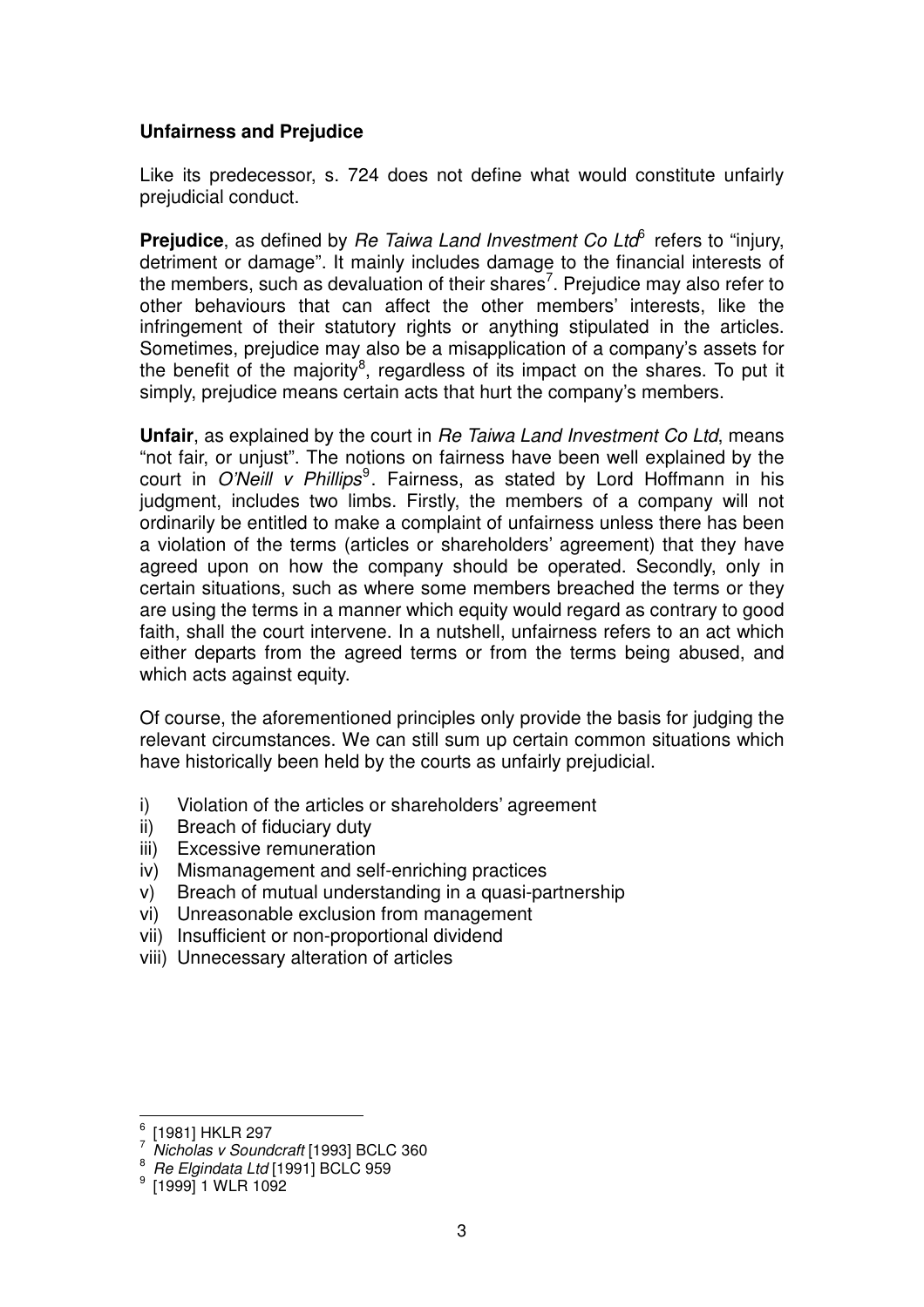**Unfairness and Prejudice**

Like its predecessor, s. 724 does not define what would constitute unfairly prejudicial conduct.

**Prejudice**, as defined by *Re Taiwa Land Investment Co Ltd*[6] refers to "injury, detriment or damage". It mainly includes damage to the financial interests of the members, such as devaluation of their shares[7]. Prejudice may also refer to other behaviours that can affect the other members' interests, like the infringement of their statutory rights or anything stipulated in the articles. Sometimes, prejudice may also be a misapplication of a company's assets for the benefit of the majority[8], regardless of its impact on the shares. To put it simply, prejudice means certain acts that hurt the company's members.

**Unfair**, as explained by the court in *Re Taiwa Land Investment Co Ltd*, means "not fair, or unjust". The notions on fairness have been well explained by the court in *O'Neill v Phillips*[9]. Fairness, as stated by Lord Hoffmann in his judgment, includes two limbs. Firstly, the members of a company will not ordinarily be entitled to make a complaint of unfairness unless there has been a violation of the terms (articles or shareholders' agreement) that they have agreed upon on how the company should be operated. Secondly, only in certain situations, such as where some members breached the terms or they are using the terms in a manner which equity would regard as contrary to good faith, shall the court intervene. In a nutshell, unfairness refers to an act which either departs from the agreed terms or from the terms being abused, and which acts against equity.

Of course, the aforementioned principles only provide the basis for judging the relevant circumstances. We can still sum up certain common situations which have historically been held by the courts as unfairly prejudicial.

i) Violation of the articles or shareholders' agreement
ii) Breach of fiduciary duty
iii) Excessive remuneration
iv) Mismanagement and self-enriching practices
v) Breach of mutual understanding in a quasi-partnership
vi) Unreasonable exclusion from management
vii) Insufficient or non-proportional dividend
viii) Unnecessary alteration of articles

---

[6] [1981] HKLR 297

[7] *Nicholas v Soundcraft* [1993] BCLC 360

[8] *Re Elgindata Ltd* [1991] BCLC 959

[9] [1999] 1 WLR 1092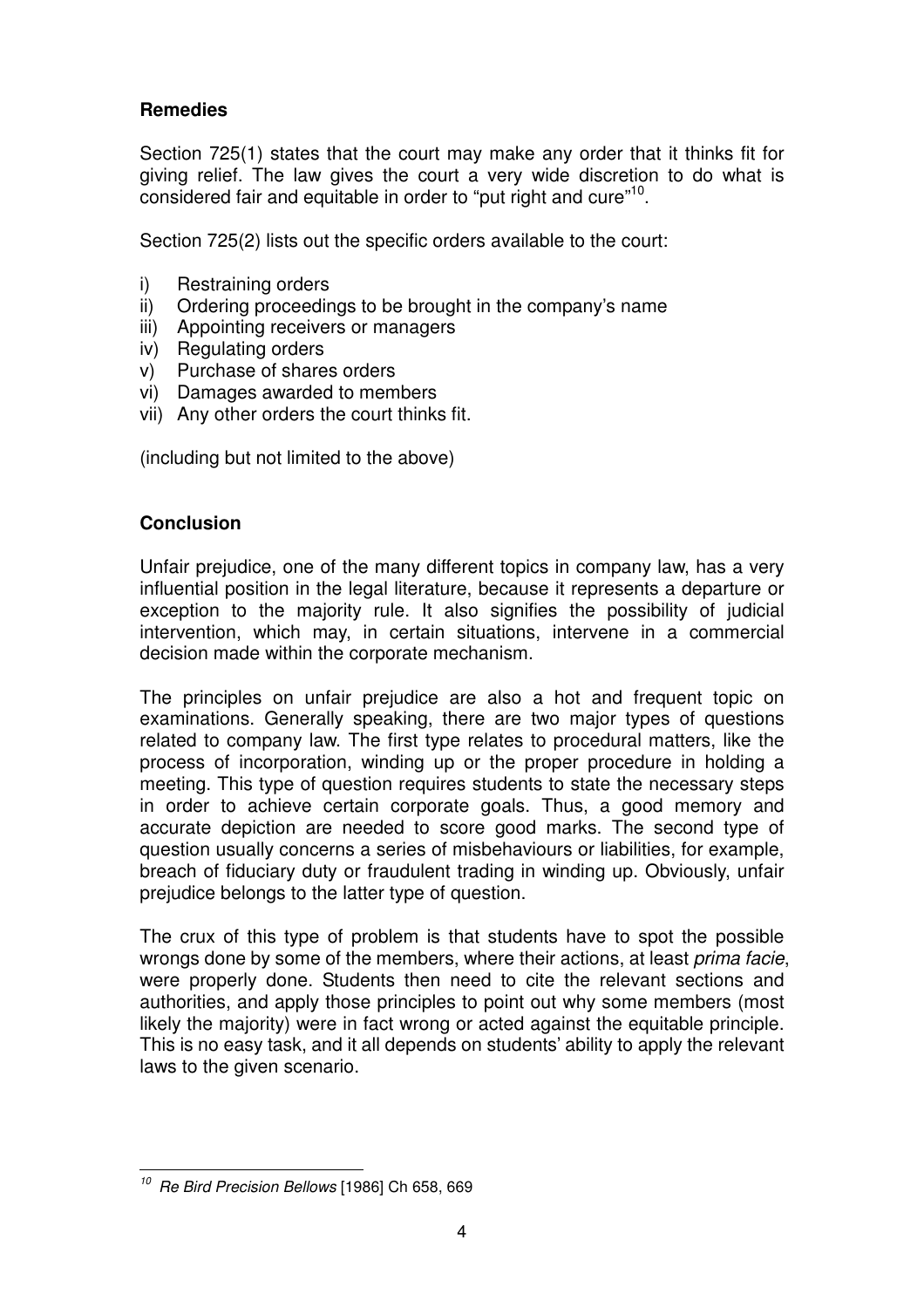**Remedies**

Section 725(1) states that the court may make any order that it thinks fit for giving relief. The law gives the court a very wide discretion to do what is considered fair and equitable in order to "put right and cure"[10].

Section 725(2) lists out the specific orders available to the court:

i) Restraining orders
ii) Ordering proceedings to be brought in the company's name
iii) Appointing receivers or managers
iv) Regulating orders
v) Purchase of shares orders
vi) Damages awarded to members
vii) Any other orders the court thinks fit.

(including but not limited to the above)

**Conclusion**

Unfair prejudice, one of the many different topics in company law, has a very influential position in the legal literature, because it represents a departure or exception to the majority rule. It also signifies the possibility of judicial intervention, which may, in certain situations, intervene in a commercial decision made within the corporate mechanism.

The principles on unfair prejudice are also a hot and frequent topic on examinations. Generally speaking, there are two major types of questions related to company law. The first type relates to procedural matters, like the process of incorporation, winding up or the proper procedure in holding a meeting. This type of question requires students to state the necessary steps in order to achieve certain corporate goals. Thus, a good memory and accurate depiction are needed to score good marks. The second type of question usually concerns a series of misbehaviours or liabilities, for example, breach of fiduciary duty or fraudulent trading in winding up. Obviously, unfair prejudice belongs to the latter type of question.

The crux of this type of problem is that students have to spot the possible wrongs done by some of the members, where their actions, at least *prima facie*, were properly done. Students then need to cite the relevant sections and authorities, and apply those principles to point out why some members (most likely the majority) were in fact wrong or acted against the equitable principle. This is no easy task, and it all depends on students' ability to apply the relevant laws to the given scenario.

---

[10] *Re Bird Precision Bellows* [1986] Ch 658, 669